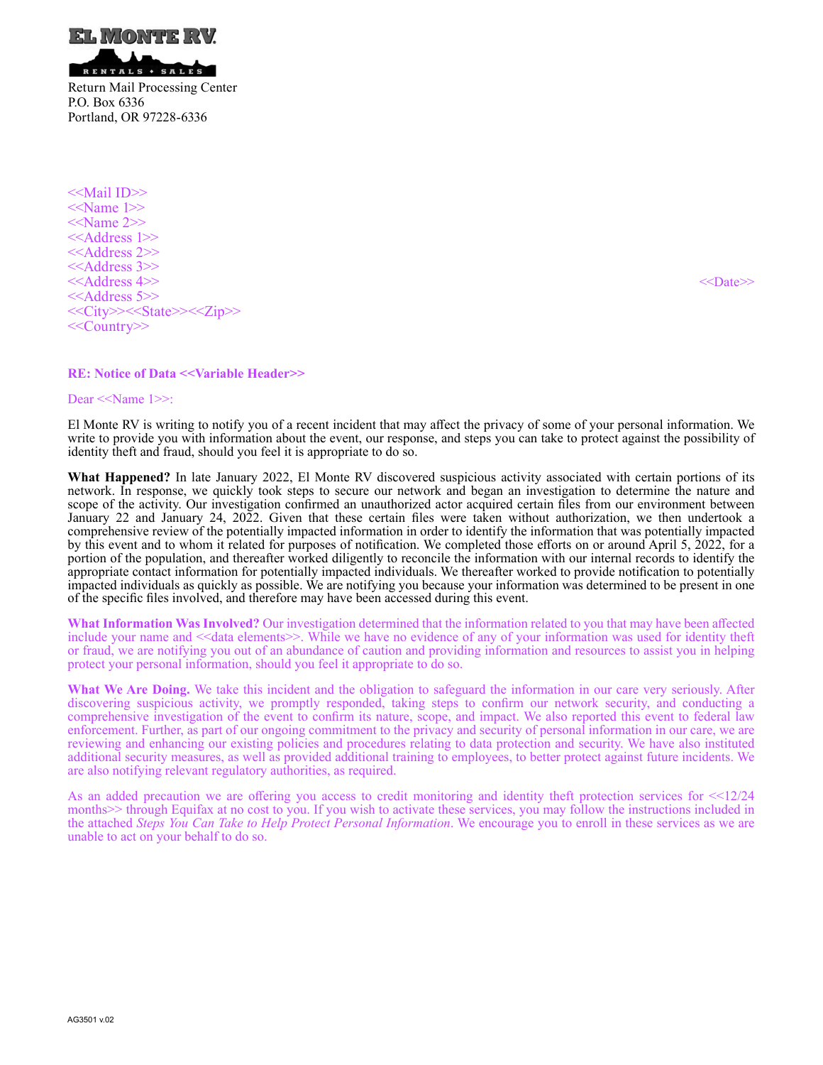EL MONTE RV

RENTALS • SALES

Return Mail Processing Center
P.O. Box 6336
Portland, OR 97228-6336

<<Mail ID>>
<<Name 1>>
<<Name 2>>
<<Address 1>>
<<Address 2>>
<<Address 3>>
<<Address 4>>
<<Address 5>>
<<City>><<State>><<Zip>>
<<Country>>

<<Date>>

**RE: Notice of Data <<Variable Header>>**

Dear <<Name 1>>:

El Monte RV is writing to notify you of a recent incident that may affect the privacy of some of your personal information. We write to provide you with information about the event, our response, and steps you can take to protect against the possibility of identity theft and fraud, should you feel it is appropriate to do so.

**What Happened?** In late January 2022, El Monte RV discovered suspicious activity associated with certain portions of its network. In response, we quickly took steps to secure our network and began an investigation to determine the nature and scope of the activity. Our investigation confirmed an unauthorized actor acquired certain files from our environment between January 22 and January 24, 2022. Given that these certain files were taken without authorization, we then undertook a comprehensive review of the potentially impacted information in order to identify the information that was potentially impacted by this event and to whom it related for purposes of notification. We completed those efforts on or around April 5, 2022, for a portion of the population, and thereafter worked diligently to reconcile the information with our internal records to identify the appropriate contact information for potentially impacted individuals. We thereafter worked to provide notification to potentially impacted individuals as quickly as possible. We are notifying you because your information was determined to be present in one of the specific files involved, and therefore may have been accessed during this event.

**What Information Was Involved?** Our investigation determined that the information related to you that may have been affected include your name and <<data elements>>. While we have no evidence of any of your information was used for identity theft or fraud, we are notifying you out of an abundance of caution and providing information and resources to assist you in helping protect your personal information, should you feel it appropriate to do so.

**What We Are Doing.** We take this incident and the obligation to safeguard the information in our care very seriously. After discovering suspicious activity, we promptly responded, taking steps to confirm our network security, and conducting a comprehensive investigation of the event to confirm its nature, scope, and impact. We also reported this event to federal law enforcement. Further, as part of our ongoing commitment to the privacy and security of personal information in our care, we are reviewing and enhancing our existing policies and procedures relating to data protection and security. We have also instituted additional security measures, as well as provided additional training to employees, to better protect against future incidents. We are also notifying relevant regulatory authorities, as required.

As an added precaution we are offering you access to credit monitoring and identity theft protection services for <<12/24 months>> through Equifax at no cost to you. If you wish to activate these services, you may follow the instructions included in the attached *Steps You Can Take to Help Protect Personal Information*. We encourage you to enroll in these services as we are unable to act on your behalf to do so.

AG3501 v.02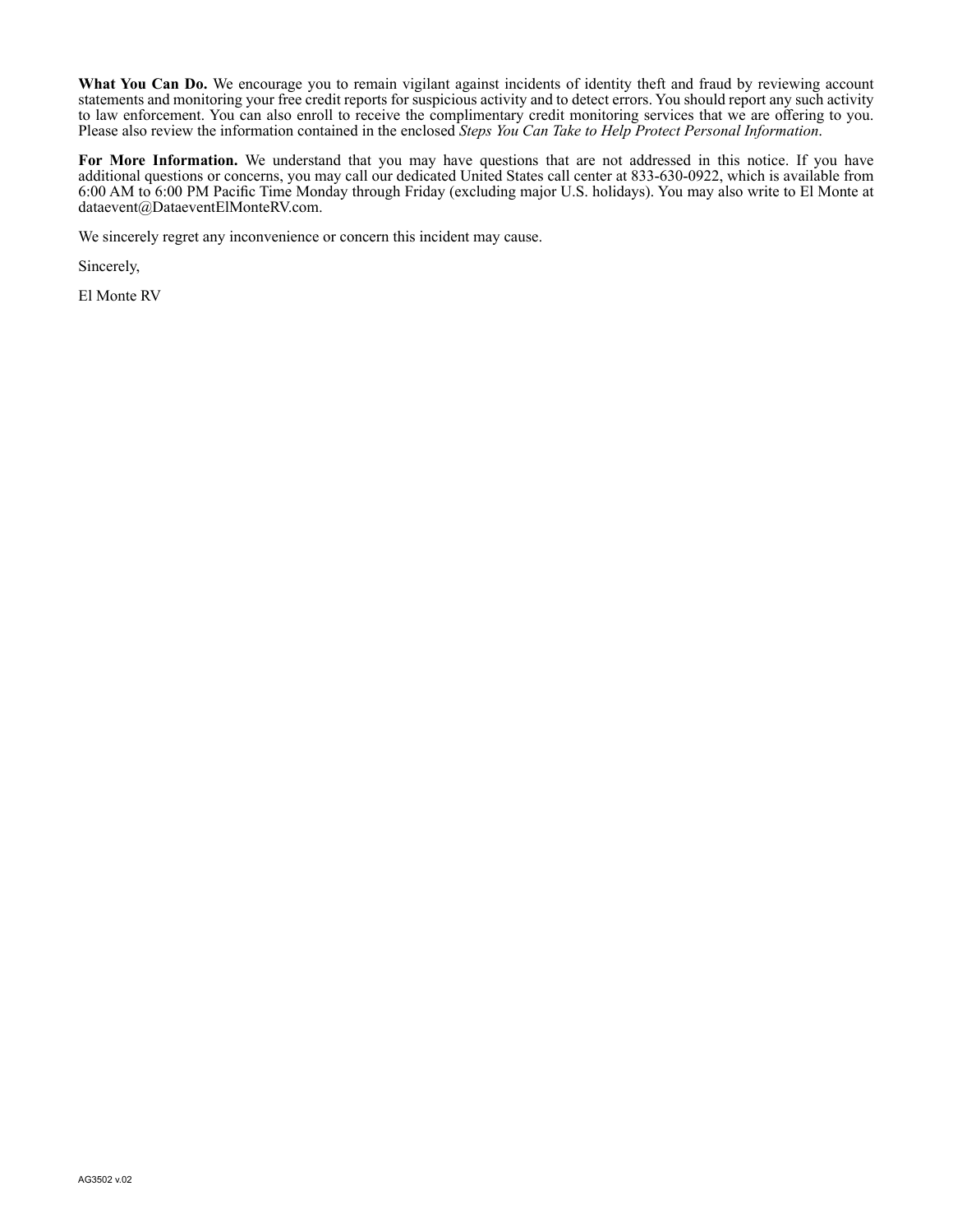**What You Can Do.** We encourage you to remain vigilant against incidents of identity theft and fraud by reviewing account statements and monitoring your free credit reports for suspicious activity and to detect errors. You should report any such activity to law enforcement. You can also enroll to receive the complimentary credit monitoring services that we are offering to you. Please also review the information contained in the enclosed *Steps You Can Take to Help Protect Personal Information*.

**For More Information.** We understand that you may have questions that are not addressed in this notice. If you have additional questions or concerns, you may call our dedicated United States call center at 833-630-0922, which is available from 6:00 AM to 6:00 PM Pacific Time Monday through Friday (excluding major U.S. holidays). You may also write to El Monte at dataevent@DataeventElMonteRV.com.

We sincerely regret any inconvenience or concern this incident may cause.

Sincerely,

El Monte RV

AG3502 v.02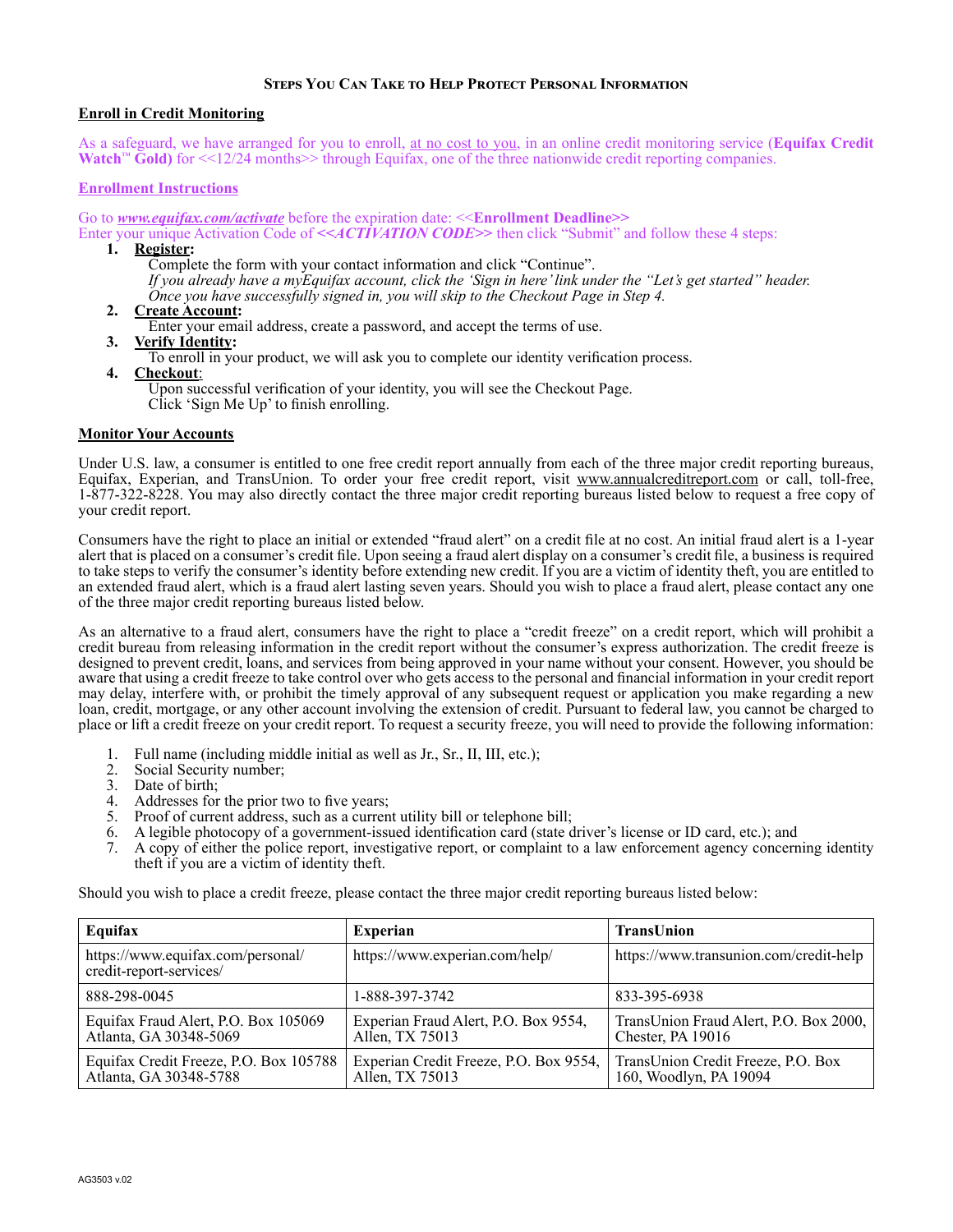## Steps You Can Take to Help Protect Personal Information

**Enroll in Credit Monitoring**

As a safeguard, we have arranged for you to enroll, at no cost to you, in an online credit monitoring service (**Equifax Credit Watch™ Gold)** for <<12/24 months>> through Equifax, one of the three nationwide credit reporting companies.

**Enrollment Instructions**

Go to ***www.equifax.com/activate*** before the expiration date: <<**Enrollment Deadline**>>
Enter your unique Activation Code of ***<<ACTIVATION CODE>>*** then click "Submit" and follow these 4 steps:

1. **Register:**
   Complete the form with your contact information and click "Continue".
   *If you already have a myEquifax account, click the 'Sign in here' link under the "Let's get started" header. Once you have successfully signed in, you will skip to the Checkout Page in Step 4.*
2. **Create Account:**
   Enter your email address, create a password, and accept the terms of use.
3. **Verify Identity:**
   To enroll in your product, we will ask you to complete our identity verification process.
4. **Checkout**:
   Upon successful verification of your identity, you will see the Checkout Page.
   Click 'Sign Me Up' to finish enrolling.

**Monitor Your Accounts**

Under U.S. law, a consumer is entitled to one free credit report annually from each of the three major credit reporting bureaus, Equifax, Experian, and TransUnion. To order your free credit report, visit www.annualcreditreport.com or call, toll-free, 1-877-322-8228. You may also directly contact the three major credit reporting bureaus listed below to request a free copy of your credit report.

Consumers have the right to place an initial or extended "fraud alert" on a credit file at no cost. An initial fraud alert is a 1-year alert that is placed on a consumer's credit file. Upon seeing a fraud alert display on a consumer's credit file, a business is required to take steps to verify the consumer's identity before extending new credit. If you are a victim of identity theft, you are entitled to an extended fraud alert, which is a fraud alert lasting seven years. Should you wish to place a fraud alert, please contact any one of the three major credit reporting bureaus listed below.

As an alternative to a fraud alert, consumers have the right to place a "credit freeze" on a credit report, which will prohibit a credit bureau from releasing information in the credit report without the consumer's express authorization. The credit freeze is designed to prevent credit, loans, and services from being approved in your name without your consent. However, you should be aware that using a credit freeze to take control over who gets access to the personal and financial information in your credit report may delay, interfere with, or prohibit the timely approval of any subsequent request or application you make regarding a new loan, credit, mortgage, or any other account involving the extension of credit. Pursuant to federal law, you cannot be charged to place or lift a credit freeze on your credit report. To request a security freeze, you will need to provide the following information:

1. Full name (including middle initial as well as Jr., Sr., II, III, etc.);
2. Social Security number;
3. Date of birth;
4. Addresses for the prior two to five years;
5. Proof of current address, such as a current utility bill or telephone bill;
6. A legible photocopy of a government-issued identification card (state driver's license or ID card, etc.); and
7. A copy of either the police report, investigative report, or complaint to a law enforcement agency concerning identity theft if you are a victim of identity theft.

Should you wish to place a credit freeze, please contact the three major credit reporting bureaus listed below:

| Equifax | Experian | TransUnion |
|---|---|---|
| https://www.equifax.com/personal/credit-report-services/ | https://www.experian.com/help/ | https://www.transunion.com/credit-help |
| 888-298-0045 | 1-888-397-3742 | 833-395-6938 |
| Equifax Fraud Alert, P.O. Box 105069 Atlanta, GA 30348-5069 | Experian Fraud Alert, P.O. Box 9554, Allen, TX 75013 | TransUnion Fraud Alert, P.O. Box 2000, Chester, PA 19016 |
| Equifax Credit Freeze, P.O. Box 105788 Atlanta, GA 30348-5788 | Experian Credit Freeze, P.O. Box 9554, Allen, TX 75013 | TransUnion Credit Freeze, P.O. Box 160, Woodlyn, PA 19094 |

AG3503 v.02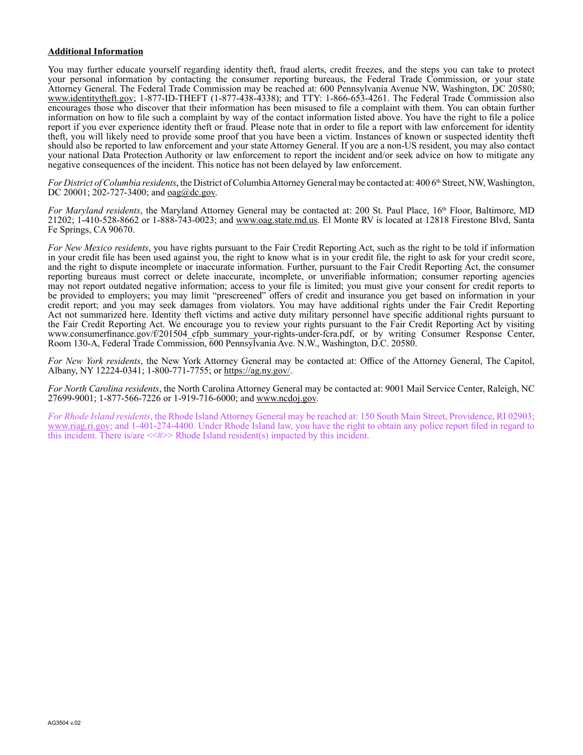**Additional Information**

You may further educate yourself regarding identity theft, fraud alerts, credit freezes, and the steps you can take to protect your personal information by contacting the consumer reporting bureaus, the Federal Trade Commission, or your state Attorney General. The Federal Trade Commission may be reached at: 600 Pennsylvania Avenue NW, Washington, DC 20580; www.identitytheft.gov; 1-877-ID-THEFT (1-877-438-4338); and TTY: 1-866-653-4261. The Federal Trade Commission also encourages those who discover that their information has been misused to file a complaint with them. You can obtain further information on how to file such a complaint by way of the contact information listed above. You have the right to file a police report if you ever experience identity theft or fraud. Please note that in order to file a report with law enforcement for identity theft, you will likely need to provide some proof that you have been a victim. Instances of known or suspected identity theft should also be reported to law enforcement and your state Attorney General. If you are a non-US resident, you may also contact your national Data Protection Authority or law enforcement to report the incident and/or seek advice on how to mitigate any negative consequences of the incident. This notice has not been delayed by law enforcement.

*For District of Columbia residents*, the District of Columbia Attorney General may be contacted at: 400 6th Street, NW, Washington, DC 20001; 202-727-3400; and oag@dc.gov.

*For Maryland residents*, the Maryland Attorney General may be contacted at: 200 St. Paul Place, 16th Floor, Baltimore, MD 21202; 1-410-528-8662 or 1-888-743-0023; and www.oag.state.md.us. El Monte RV is located at 12818 Firestone Blvd, Santa Fe Springs, CA 90670.

*For New Mexico residents*, you have rights pursuant to the Fair Credit Reporting Act, such as the right to be told if information in your credit file has been used against you, the right to know what is in your credit file, the right to ask for your credit score, and the right to dispute incomplete or inaccurate information. Further, pursuant to the Fair Credit Reporting Act, the consumer reporting bureaus must correct or delete inaccurate, incomplete, or unverifiable information; consumer reporting agencies may not report outdated negative information; access to your file is limited; you must give your consent for credit reports to be provided to employers; you may limit "prescreened" offers of credit and insurance you get based on information in your credit report; and you may seek damages from violators. You may have additional rights under the Fair Credit Reporting Act not summarized here. Identity theft victims and active duty military personnel have specific additional rights pursuant to the Fair Credit Reporting Act. We encourage you to review your rights pursuant to the Fair Credit Reporting Act by visiting www.consumerfinance.gov/f/201504_cfpb_summary_your-rights-under-fcra.pdf, or by writing Consumer Response Center, Room 130-A, Federal Trade Commission, 600 Pennsylvania Ave. N.W., Washington, D.C. 20580.

*For New York residents*, the New York Attorney General may be contacted at: Office of the Attorney General, The Capitol, Albany, NY 12224-0341; 1-800-771-7755; or https://ag.ny.gov/.

*For North Carolina residents*, the North Carolina Attorney General may be contacted at: 9001 Mail Service Center, Raleigh, NC 27699-9001; 1-877-566-7226 or 1-919-716-6000; and www.ncdoj.gov.

*For Rhode Island residents*, the Rhode Island Attorney General may be reached at: 150 South Main Street, Providence, RI 02903; www.riag.ri.gov; and 1-401-274-4400. Under Rhode Island law, you have the right to obtain any police report filed in regard to this incident. There is/are <<#>> Rhode Island resident(s) impacted by this incident.

AG3504 v.02